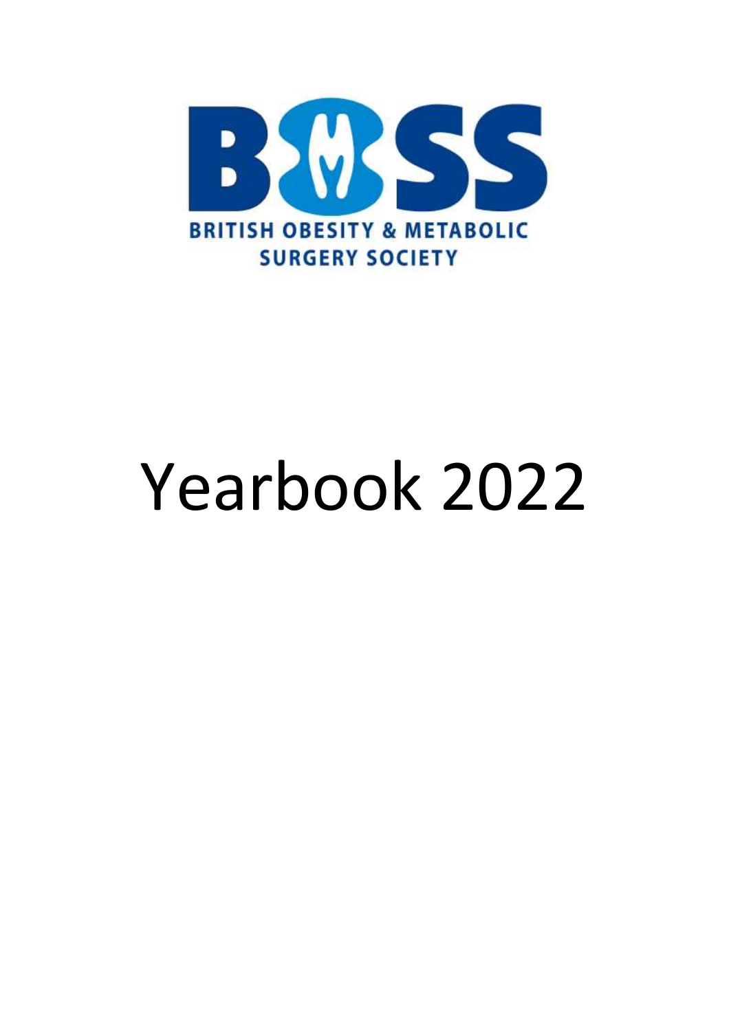BRITISH OBESITY & METABOLIC SURGERY SOCIETY

# Yearbook 2022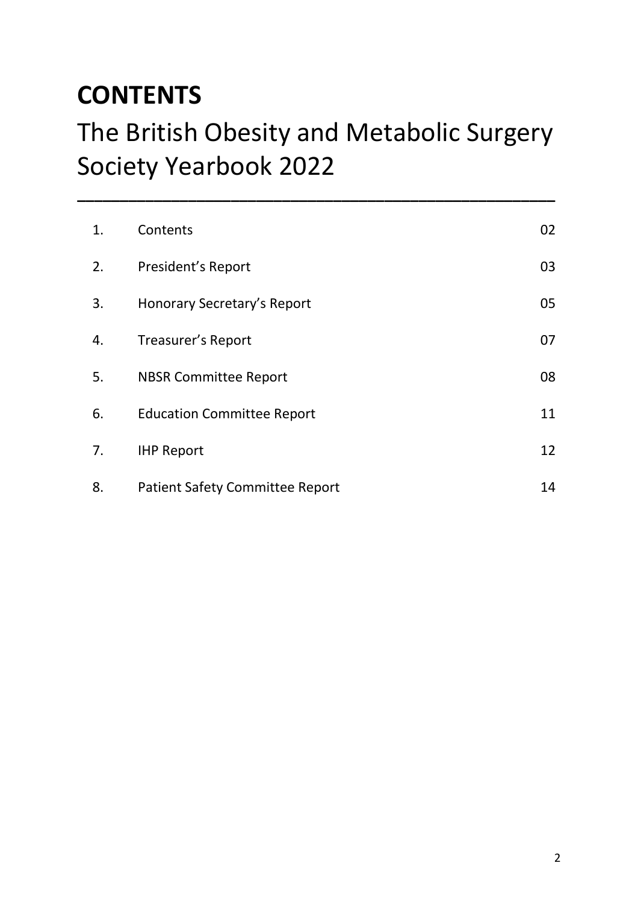# CONTENTS

## The British Obesity and Metabolic Surgery Society Yearbook 2022

---

| | | |
|---|---|---|
| 1. | Contents | 02 |
| 2. | President's Report | 03 |
| 3. | Honorary Secretary's Report | 05 |
| 4. | Treasurer's Report | 07 |
| 5. | NBSR Committee Report | 08 |
| 6. | Education Committee Report | 11 |
| 7. | IHP Report | 12 |
| 8. | Patient Safety Committee Report | 14 |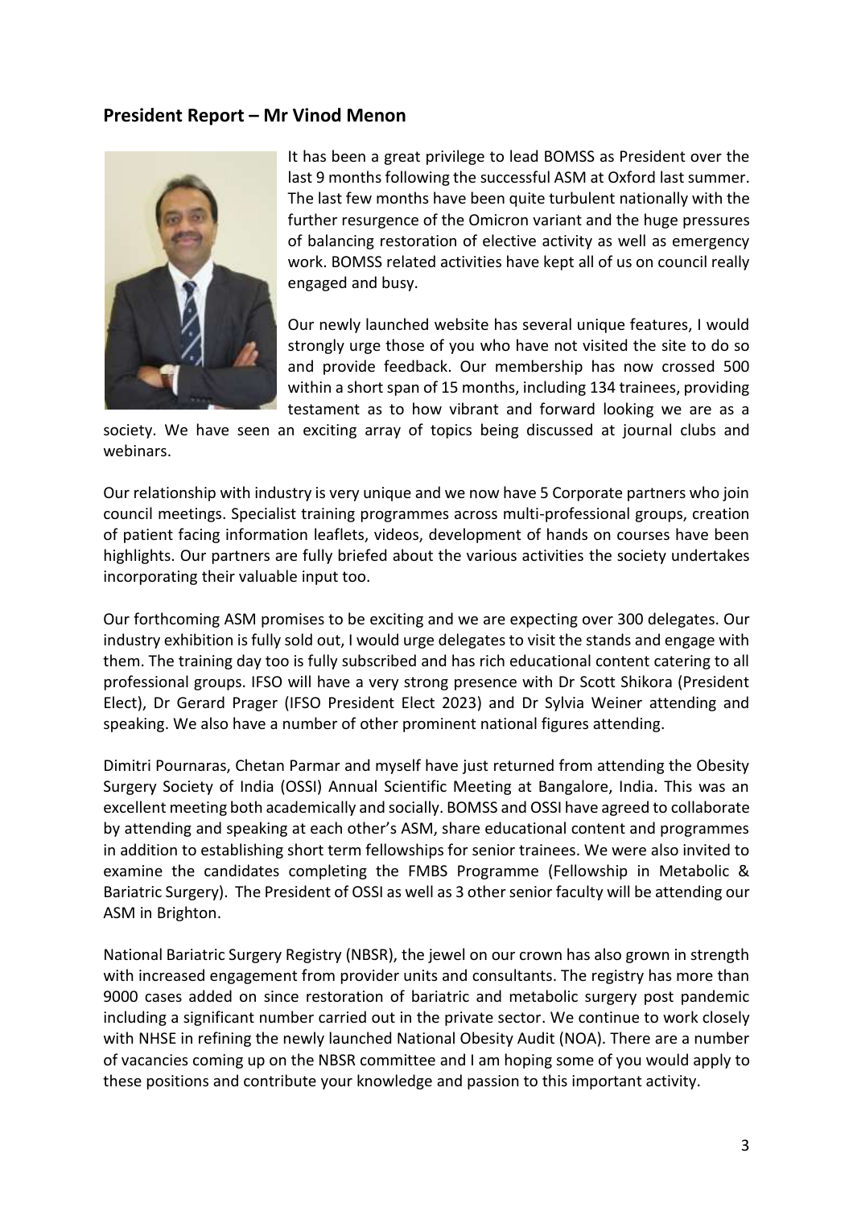## President Report – Mr Vinod Menon

It has been a great privilege to lead BOMSS as President over the last 9 months following the successful ASM at Oxford last summer. The last few months have been quite turbulent nationally with the further resurgence of the Omicron variant and the huge pressures of balancing restoration of elective activity as well as emergency work. BOMSS related activities have kept all of us on council really engaged and busy.

Our newly launched website has several unique features, I would strongly urge those of you who have not visited the site to do so and provide feedback. Our membership has now crossed 500 within a short span of 15 months, including 134 trainees, providing testament as to how vibrant and forward looking we are as a society. We have seen an exciting array of topics being discussed at journal clubs and webinars.

Our relationship with industry is very unique and we now have 5 Corporate partners who join council meetings. Specialist training programmes across multi-professional groups, creation of patient facing information leaflets, videos, development of hands on courses have been highlights. Our partners are fully briefed about the various activities the society undertakes incorporating their valuable input too.

Our forthcoming ASM promises to be exciting and we are expecting over 300 delegates. Our industry exhibition is fully sold out, I would urge delegates to visit the stands and engage with them. The training day too is fully subscribed and has rich educational content catering to all professional groups. IFSO will have a very strong presence with Dr Scott Shikora (President Elect), Dr Gerard Prager (IFSO President Elect 2023) and Dr Sylvia Weiner attending and speaking. We also have a number of other prominent national figures attending.

Dimitri Pournaras, Chetan Parmar and myself have just returned from attending the Obesity Surgery Society of India (OSSI) Annual Scientific Meeting at Bangalore, India. This was an excellent meeting both academically and socially. BOMSS and OSSI have agreed to collaborate by attending and speaking at each other's ASM, share educational content and programmes in addition to establishing short term fellowships for senior trainees. We were also invited to examine the candidates completing the FMBS Programme (Fellowship in Metabolic & Bariatric Surgery). The President of OSSI as well as 3 other senior faculty will be attending our ASM in Brighton.

National Bariatric Surgery Registry (NBSR), the jewel on our crown has also grown in strength with increased engagement from provider units and consultants. The registry has more than 9000 cases added on since restoration of bariatric and metabolic surgery post pandemic including a significant number carried out in the private sector. We continue to work closely with NHSE in refining the newly launched National Obesity Audit (NOA). There are a number of vacancies coming up on the NBSR committee and I am hoping some of you would apply to these positions and contribute your knowledge and passion to this important activity.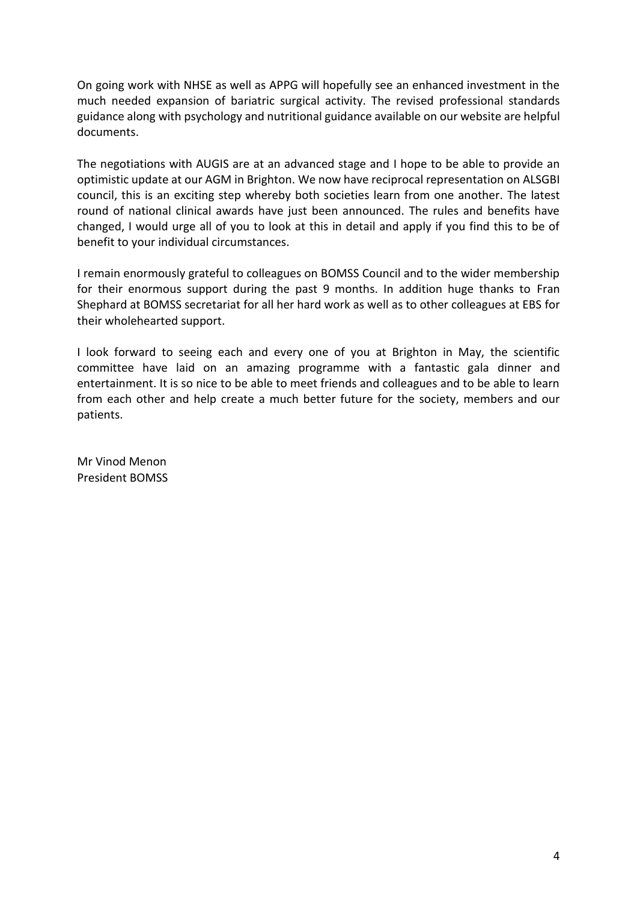On going work with NHSE as well as APPG will hopefully see an enhanced investment in the much needed expansion of bariatric surgical activity. The revised professional standards guidance along with psychology and nutritional guidance available on our website are helpful documents.

The negotiations with AUGIS are at an advanced stage and I hope to be able to provide an optimistic update at our AGM in Brighton. We now have reciprocal representation on ALSGBI council, this is an exciting step whereby both societies learn from one another. The latest round of national clinical awards have just been announced. The rules and benefits have changed, I would urge all of you to look at this in detail and apply if you find this to be of benefit to your individual circumstances.

I remain enormously grateful to colleagues on BOMSS Council and to the wider membership for their enormous support during the past 9 months. In addition huge thanks to Fran Shephard at BOMSS secretariat for all her hard work as well as to other colleagues at EBS for their wholehearted support.

I look forward to seeing each and every one of you at Brighton in May, the scientific committee have laid on an amazing programme with a fantastic gala dinner and entertainment. It is so nice to be able to meet friends and colleagues and to be able to learn from each other and help create a much better future for the society, members and our patients.

Mr Vinod Menon
President BOMSS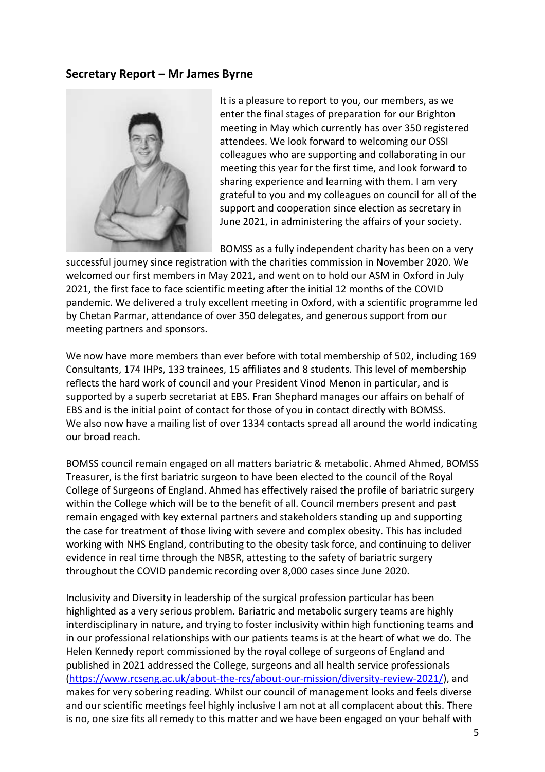## Secretary Report – Mr James Byrne

It is a pleasure to report to you, our members, as we enter the final stages of preparation for our Brighton meeting in May which currently has over 350 registered attendees. We look forward to welcoming our OSSI colleagues who are supporting and collaborating in our meeting this year for the first time, and look forward to sharing experience and learning with them. I am very grateful to you and my colleagues on council for all of the support and cooperation since election as secretary in June 2021, in administering the affairs of your society.

BOMSS as a fully independent charity has been on a very successful journey since registration with the charities commission in November 2020. We welcomed our first members in May 2021, and went on to hold our ASM in Oxford in July 2021, the first face to face scientific meeting after the initial 12 months of the COVID pandemic. We delivered a truly excellent meeting in Oxford, with a scientific programme led by Chetan Parmar, attendance of over 350 delegates, and generous support from our meeting partners and sponsors.

We now have more members than ever before with total membership of 502, including 169 Consultants, 174 IHPs, 133 trainees, 15 affiliates and 8 students. This level of membership reflects the hard work of council and your President Vinod Menon in particular, and is supported by a superb secretariat at EBS. Fran Shephard manages our affairs on behalf of EBS and is the initial point of contact for those of you in contact directly with BOMSS. We also now have a mailing list of over 1334 contacts spread all around the world indicating our broad reach.

BOMSS council remain engaged on all matters bariatric & metabolic. Ahmed Ahmed, BOMSS Treasurer, is the first bariatric surgeon to have been elected to the council of the Royal College of Surgeons of England. Ahmed has effectively raised the profile of bariatric surgery within the College which will be to the benefit of all. Council members present and past remain engaged with key external partners and stakeholders standing up and supporting the case for treatment of those living with severe and complex obesity. This has included working with NHS England, contributing to the obesity task force, and continuing to deliver evidence in real time through the NBSR, attesting to the safety of bariatric surgery throughout the COVID pandemic recording over 8,000 cases since June 2020.

Inclusivity and Diversity in leadership of the surgical profession particular has been highlighted as a very serious problem. Bariatric and metabolic surgery teams are highly interdisciplinary in nature, and trying to foster inclusivity within high functioning teams and in our professional relationships with our patients teams is at the heart of what we do. The Helen Kennedy report commissioned by the royal college of surgeons of England and published in 2021 addressed the College, surgeons and all health service professionals (https://www.rcseng.ac.uk/about-the-rcs/about-our-mission/diversity-review-2021/), and makes for very sobering reading. Whilst our council of management looks and feels diverse and our scientific meetings feel highly inclusive I am not at all complacent about this. There is no, one size fits all remedy to this matter and we have been engaged on your behalf with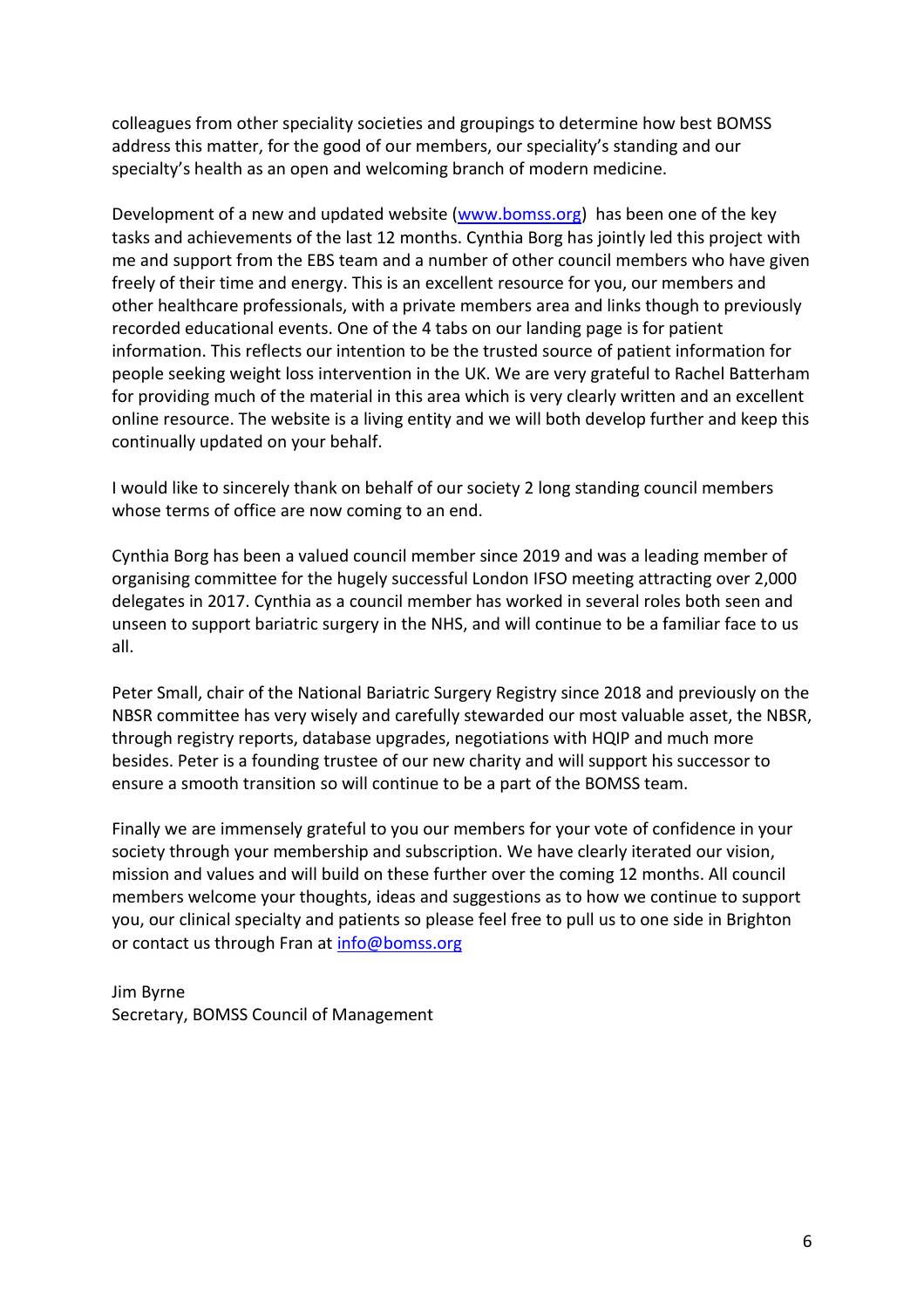colleagues from other speciality societies and groupings to determine how best BOMSS address this matter, for the good of our members, our speciality's standing and our specialty's health as an open and welcoming branch of modern medicine.

Development of a new and updated website ([www.bomss.org](www.bomss.org)) has been one of the key tasks and achievements of the last 12 months. Cynthia Borg has jointly led this project with me and support from the EBS team and a number of other council members who have given freely of their time and energy. This is an excellent resource for you, our members and other healthcare professionals, with a private members area and links though to previously recorded educational events. One of the 4 tabs on our landing page is for patient information. This reflects our intention to be the trusted source of patient information for people seeking weight loss intervention in the UK. We are very grateful to Rachel Batterham for providing much of the material in this area which is very clearly written and an excellent online resource. The website is a living entity and we will both develop further and keep this continually updated on your behalf.

I would like to sincerely thank on behalf of our society 2 long standing council members whose terms of office are now coming to an end.

Cynthia Borg has been a valued council member since 2019 and was a leading member of organising committee for the hugely successful London IFSO meeting attracting over 2,000 delegates in 2017. Cynthia as a council member has worked in several roles both seen and unseen to support bariatric surgery in the NHS, and will continue to be a familiar face to us all.

Peter Small, chair of the National Bariatric Surgery Registry since 2018 and previously on the NBSR committee has very wisely and carefully stewarded our most valuable asset, the NBSR, through registry reports, database upgrades, negotiations with HQIP and much more besides. Peter is a founding trustee of our new charity and will support his successor to ensure a smooth transition so will continue to be a part of the BOMSS team.

Finally we are immensely grateful to you our members for your vote of confidence in your society through your membership and subscription. We have clearly iterated our vision, mission and values and will build on these further over the coming 12 months. All council members welcome your thoughts, ideas and suggestions as to how we continue to support you, our clinical specialty and patients so please feel free to pull us to one side in Brighton or contact us through Fran at [info@bomss.org](mailto:info@bomss.org)

Jim Byrne  
Secretary, BOMSS Council of Management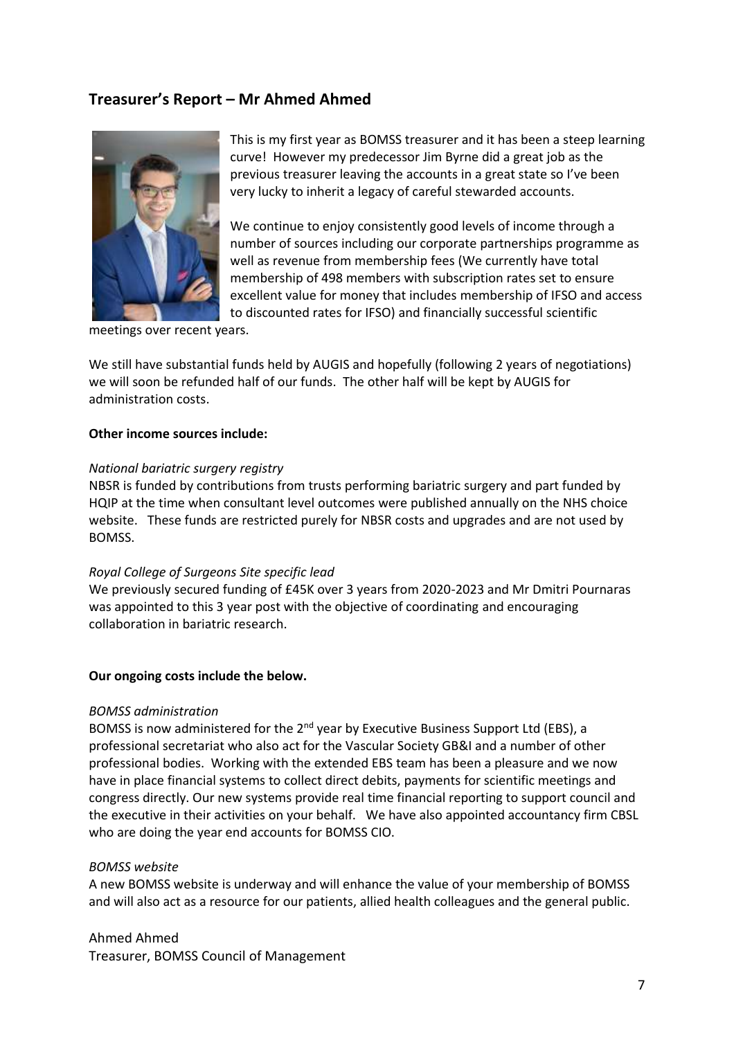## Treasurer's Report – Mr Ahmed Ahmed

This is my first year as BOMSS treasurer and it has been a steep learning curve! However my predecessor Jim Byrne did a great job as the previous treasurer leaving the accounts in a great state so I've been very lucky to inherit a legacy of careful stewarded accounts.

We continue to enjoy consistently good levels of income through a number of sources including our corporate partnerships programme as well as revenue from membership fees (We currently have total membership of 498 members with subscription rates set to ensure excellent value for money that includes membership of IFSO and access to discounted rates for IFSO) and financially successful scientific meetings over recent years.

We still have substantial funds held by AUGIS and hopefully (following 2 years of negotiations) we will soon be refunded half of our funds. The other half will be kept by AUGIS for administration costs.

**Other income sources include:**

*National bariatric surgery registry*

NBSR is funded by contributions from trusts performing bariatric surgery and part funded by HQIP at the time when consultant level outcomes were published annually on the NHS choice website. These funds are restricted purely for NBSR costs and upgrades and are not used by BOMSS.

*Royal College of Surgeons Site specific lead*

We previously secured funding of £45K over 3 years from 2020-2023 and Mr Dmitri Pournaras was appointed to this 3 year post with the objective of coordinating and encouraging collaboration in bariatric research.

**Our ongoing costs include the below.**

*BOMSS administration*

BOMSS is now administered for the 2nd year by Executive Business Support Ltd (EBS), a professional secretariat who also act for the Vascular Society GB&I and a number of other professional bodies. Working with the extended EBS team has been a pleasure and we now have in place financial systems to collect direct debits, payments for scientific meetings and congress directly. Our new systems provide real time financial reporting to support council and the executive in their activities on your behalf. We have also appointed accountancy firm CBSL who are doing the year end accounts for BOMSS CIO.

*BOMSS website*

A new BOMSS website is underway and will enhance the value of your membership of BOMSS and will also act as a resource for our patients, allied health colleagues and the general public.

Ahmed Ahmed
Treasurer, BOMSS Council of Management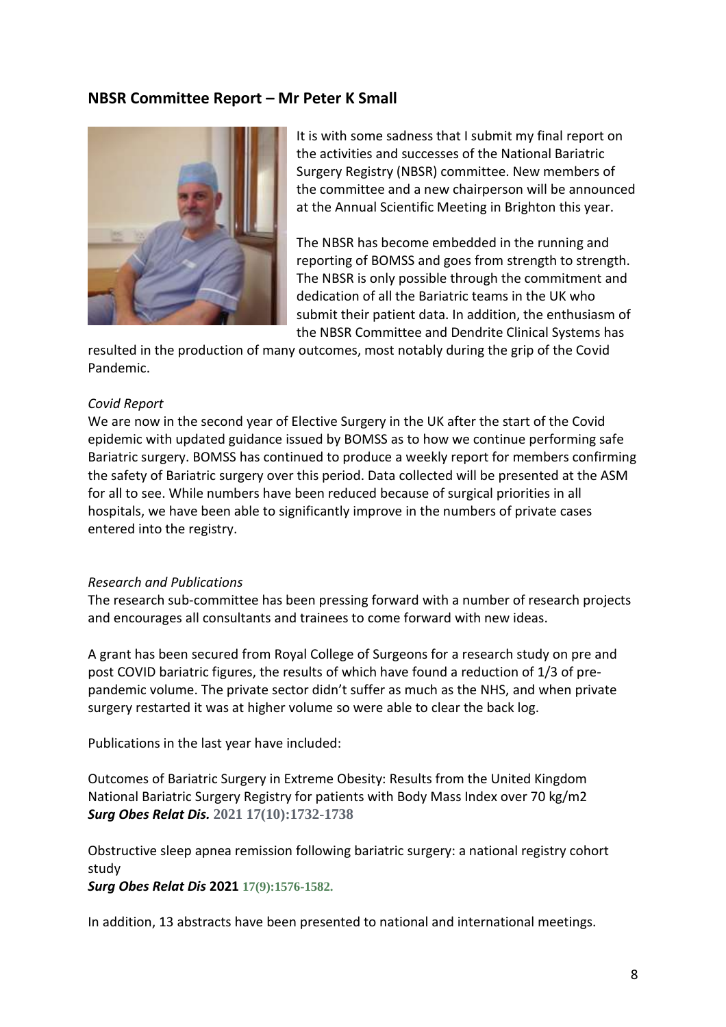## NBSR Committee Report – Mr Peter K Small

It is with some sadness that I submit my final report on the activities and successes of the National Bariatric Surgery Registry (NBSR) committee. New members of the committee and a new chairperson will be announced at the Annual Scientific Meeting in Brighton this year.

The NBSR has become embedded in the running and reporting of BOMSS and goes from strength to strength. The NBSR is only possible through the commitment and dedication of all the Bariatric teams in the UK who submit their patient data. In addition, the enthusiasm of the NBSR Committee and Dendrite Clinical Systems has resulted in the production of many outcomes, most notably during the grip of the Covid Pandemic.

*Covid Report*

We are now in the second year of Elective Surgery in the UK after the start of the Covid epidemic with updated guidance issued by BOMSS as to how we continue performing safe Bariatric surgery. BOMSS has continued to produce a weekly report for members confirming the safety of Bariatric surgery over this period. Data collected will be presented at the ASM for all to see. While numbers have been reduced because of surgical priorities in all hospitals, we have been able to significantly improve in the numbers of private cases entered into the registry.

*Research and Publications*

The research sub-committee has been pressing forward with a number of research projects and encourages all consultants and trainees to come forward with new ideas.

A grant has been secured from Royal College of Surgeons for a research study on pre and post COVID bariatric figures, the results of which have found a reduction of 1/3 of pre-pandemic volume. The private sector didn't suffer as much as the NHS, and when private surgery restarted it was at higher volume so were able to clear the back log.

Publications in the last year have included:

Outcomes of Bariatric Surgery in Extreme Obesity: Results from the United Kingdom National Bariatric Surgery Registry for patients with Body Mass Index over 70 kg/m2
***Surg Obes Relat Dis.*** **2021 17(10):1732-1738**

Obstructive sleep apnea remission following bariatric surgery: a national registry cohort study
***Surg Obes Relat Dis*** **2021 17(9):1576-1582.**

In addition, 13 abstracts have been presented to national and international meetings.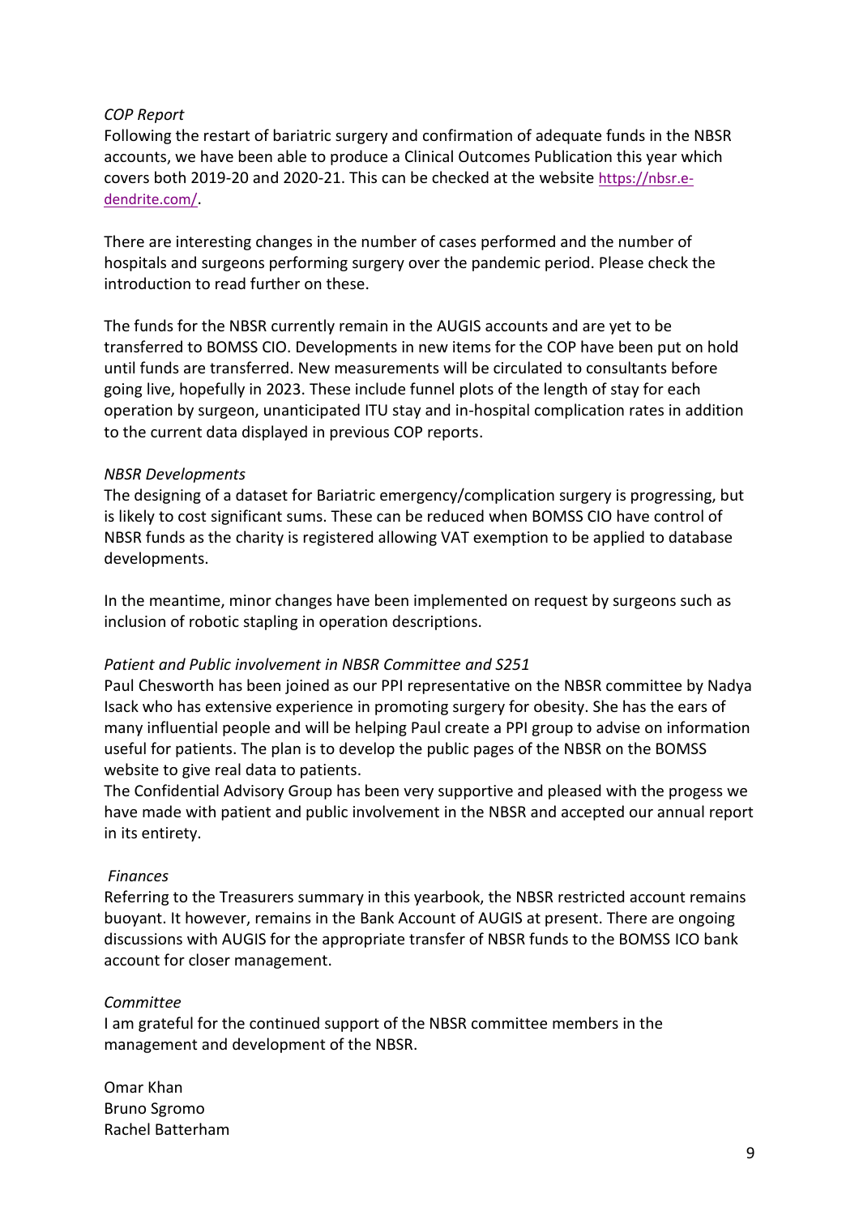*COP Report*

Following the restart of bariatric surgery and confirmation of adequate funds in the NBSR accounts, we have been able to produce a Clinical Outcomes Publication this year which covers both 2019-20 and 2020-21. This can be checked at the website [https://nbsr.e-dendrite.com/](https://nbsr.e-dendrite.com/).

There are interesting changes in the number of cases performed and the number of hospitals and surgeons performing surgery over the pandemic period. Please check the introduction to read further on these.

The funds for the NBSR currently remain in the AUGIS accounts and are yet to be transferred to BOMSS CIO. Developments in new items for the COP have been put on hold until funds are transferred. New measurements will be circulated to consultants before going live, hopefully in 2023. These include funnel plots of the length of stay for each operation by surgeon, unanticipated ITU stay and in-hospital complication rates in addition to the current data displayed in previous COP reports.

*NBSR Developments*

The designing of a dataset for Bariatric emergency/complication surgery is progressing, but is likely to cost significant sums. These can be reduced when BOMSS CIO have control of NBSR funds as the charity is registered allowing VAT exemption to be applied to database developments.

In the meantime, minor changes have been implemented on request by surgeons such as inclusion of robotic stapling in operation descriptions.

*Patient and Public involvement in NBSR Committee and S251*

Paul Chesworth has been joined as our PPI representative on the NBSR committee by Nadya Isack who has extensive experience in promoting surgery for obesity. She has the ears of many influential people and will be helping Paul create a PPI group to advise on information useful for patients. The plan is to develop the public pages of the NBSR on the BOMSS website to give real data to patients.
The Confidential Advisory Group has been very supportive and pleased with the progess we have made with patient and public involvement in the NBSR and accepted our annual report in its entirety.

*Finances*

Referring to the Treasurers summary in this yearbook, the NBSR restricted account remains buoyant. It however, remains in the Bank Account of AUGIS at present. There are ongoing discussions with AUGIS for the appropriate transfer of NBSR funds to the BOMSS ICO bank account for closer management.

*Committee*

I am grateful for the continued support of the NBSR committee members in the management and development of the NBSR.

Omar Khan
Bruno Sgromo
Rachel Batterham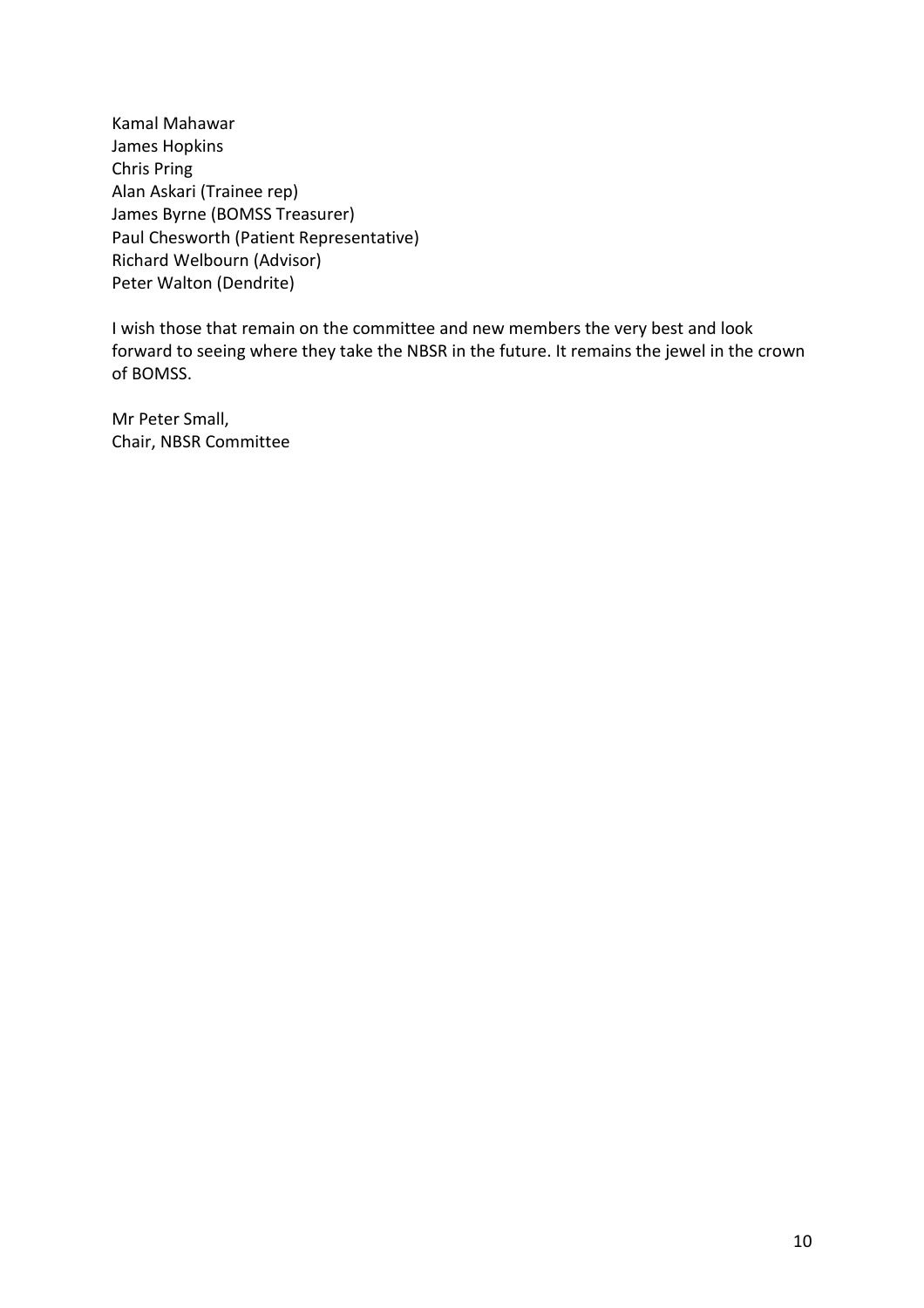Kamal Mahawar
James Hopkins
Chris Pring
Alan Askari (Trainee rep)
James Byrne (BOMSS Treasurer)
Paul Chesworth (Patient Representative)
Richard Welbourn (Advisor)
Peter Walton (Dendrite)

I wish those that remain on the committee and new members the very best and look forward to seeing where they take the NBSR in the future. It remains the jewel in the crown of BOMSS.

Mr Peter Small,
Chair, NBSR Committee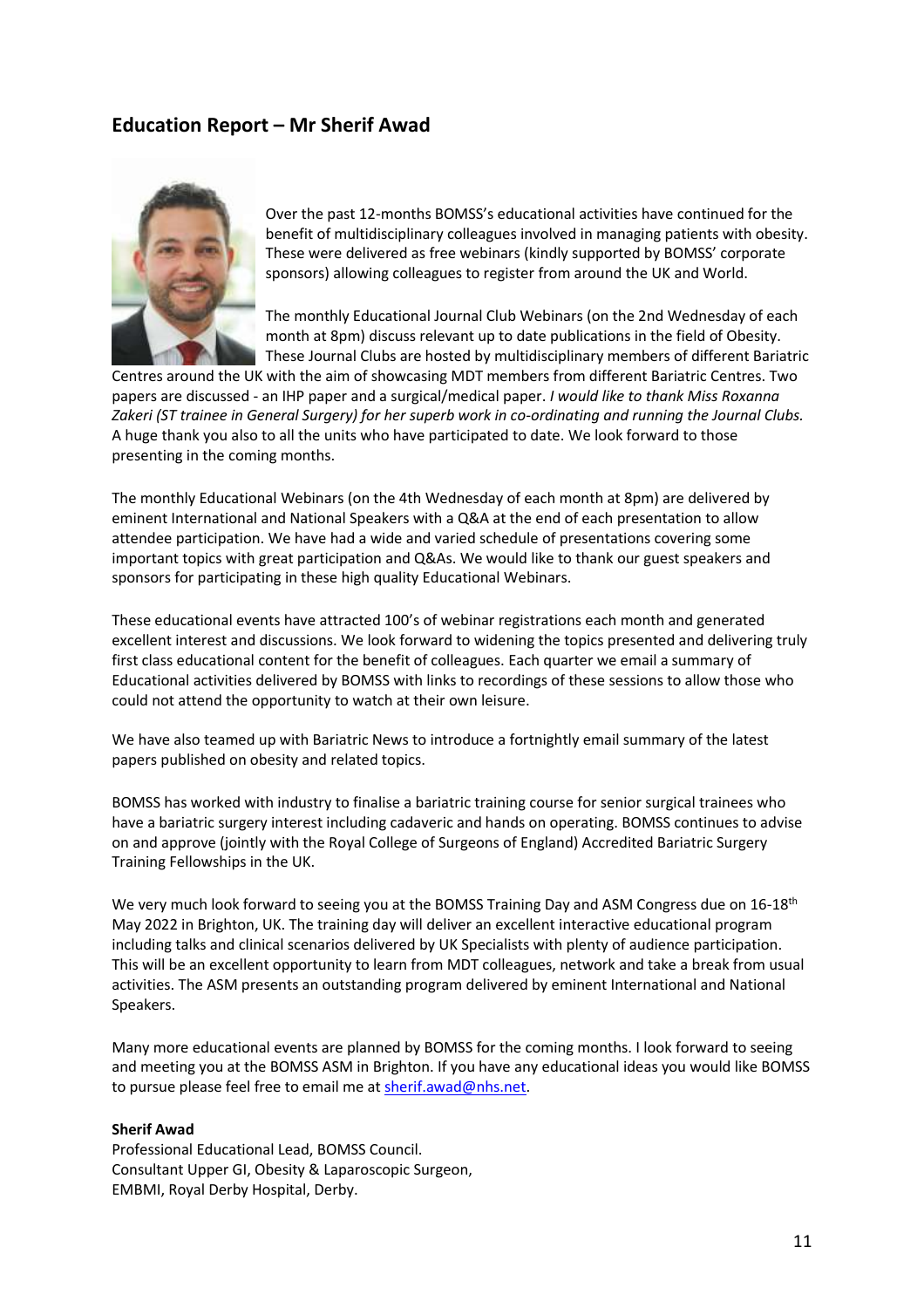## Education Report – Mr Sherif Awad

Over the past 12-months BOMSS's educational activities have continued for the benefit of multidisciplinary colleagues involved in managing patients with obesity. These were delivered as free webinars (kindly supported by BOMSS' corporate sponsors) allowing colleagues to register from around the UK and World.

The monthly Educational Journal Club Webinars (on the 2nd Wednesday of each month at 8pm) discuss relevant up to date publications in the field of Obesity. These Journal Clubs are hosted by multidisciplinary members of different Bariatric Centres around the UK with the aim of showcasing MDT members from different Bariatric Centres. Two papers are discussed - an IHP paper and a surgical/medical paper. *I would like to thank Miss Roxanna Zakeri (ST trainee in General Surgery) for her superb work in co-ordinating and running the Journal Clubs.* A huge thank you also to all the units who have participated to date. We look forward to those presenting in the coming months.

The monthly Educational Webinars (on the 4th Wednesday of each month at 8pm) are delivered by eminent International and National Speakers with a Q&A at the end of each presentation to allow attendee participation. We have had a wide and varied schedule of presentations covering some important topics with great participation and Q&As. We would like to thank our guest speakers and sponsors for participating in these high quality Educational Webinars.

These educational events have attracted 100's of webinar registrations each month and generated excellent interest and discussions. We look forward to widening the topics presented and delivering truly first class educational content for the benefit of colleagues. Each quarter we email a summary of Educational activities delivered by BOMSS with links to recordings of these sessions to allow those who could not attend the opportunity to watch at their own leisure.

We have also teamed up with Bariatric News to introduce a fortnightly email summary of the latest papers published on obesity and related topics.

BOMSS has worked with industry to finalise a bariatric training course for senior surgical trainees who have a bariatric surgery interest including cadaveric and hands on operating. BOMSS continues to advise on and approve (jointly with the Royal College of Surgeons of England) Accredited Bariatric Surgery Training Fellowships in the UK.

We very much look forward to seeing you at the BOMSS Training Day and ASM Congress due on 16-18th May 2022 in Brighton, UK. The training day will deliver an excellent interactive educational program including talks and clinical scenarios delivered by UK Specialists with plenty of audience participation. This will be an excellent opportunity to learn from MDT colleagues, network and take a break from usual activities. The ASM presents an outstanding program delivered by eminent International and National Speakers.

Many more educational events are planned by BOMSS for the coming months. I look forward to seeing and meeting you at the BOMSS ASM in Brighton. If you have any educational ideas you would like BOMSS to pursue please feel free to email me at sherif.awad@nhs.net.

**Sherif Awad**
Professional Educational Lead, BOMSS Council.
Consultant Upper GI, Obesity & Laparoscopic Surgeon,
EMBMI, Royal Derby Hospital, Derby.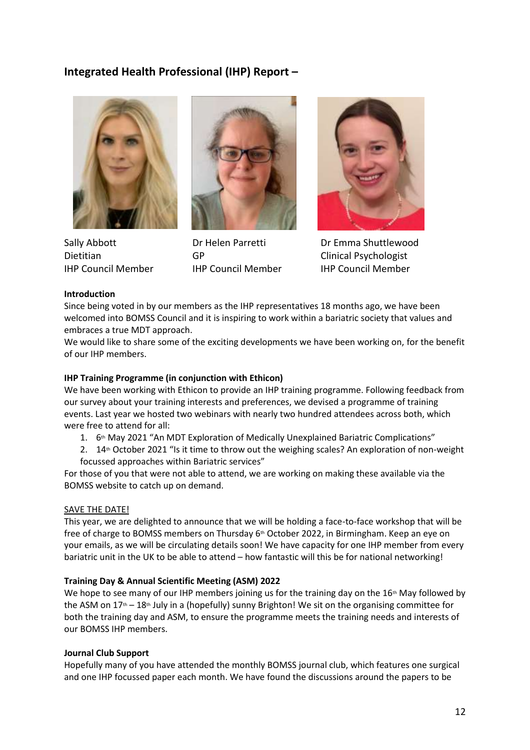## Integrated Health Professional (IHP) Report –

Sally Abbott
Dietitian
IHP Council Member

Dr Helen Parretti
GP
IHP Council Member

Dr Emma Shuttlewood
Clinical Psychologist
IHP Council Member

**Introduction**

Since being voted in by our members as the IHP representatives 18 months ago, we have been welcomed into BOMSS Council and it is inspiring to work within a bariatric society that values and embraces a true MDT approach.

We would like to share some of the exciting developments we have been working on, for the benefit of our IHP members.

**IHP Training Programme (in conjunction with Ethicon)**

We have been working with Ethicon to provide an IHP training programme. Following feedback from our survey about your training interests and preferences, we devised a programme of training events. Last year we hosted two webinars with nearly two hundred attendees across both, which were free to attend for all:

1. 6th May 2021 "An MDT Exploration of Medically Unexplained Bariatric Complications"
2. 14th October 2021 "Is it time to throw out the weighing scales? An exploration of non-weight focussed approaches within Bariatric services"

For those of you that were not able to attend, we are working on making these available via the BOMSS website to catch up on demand.

SAVE THE DATE!

This year, we are delighted to announce that we will be holding a face-to-face workshop that will be free of charge to BOMSS members on Thursday 6th October 2022, in Birmingham. Keep an eye on your emails, as we will be circulating details soon! We have capacity for one IHP member from every bariatric unit in the UK to be able to attend – how fantastic will this be for national networking!

**Training Day & Annual Scientific Meeting (ASM) 2022**

We hope to see many of our IHP members joining us for the training day on the 16th May followed by the ASM on 17th – 18th July in a (hopefully) sunny Brighton! We sit on the organising committee for both the training day and ASM, to ensure the programme meets the training needs and interests of our BOMSS IHP members.

**Journal Club Support**

Hopefully many of you have attended the monthly BOMSS journal club, which features one surgical and one IHP focussed paper each month. We have found the discussions around the papers to be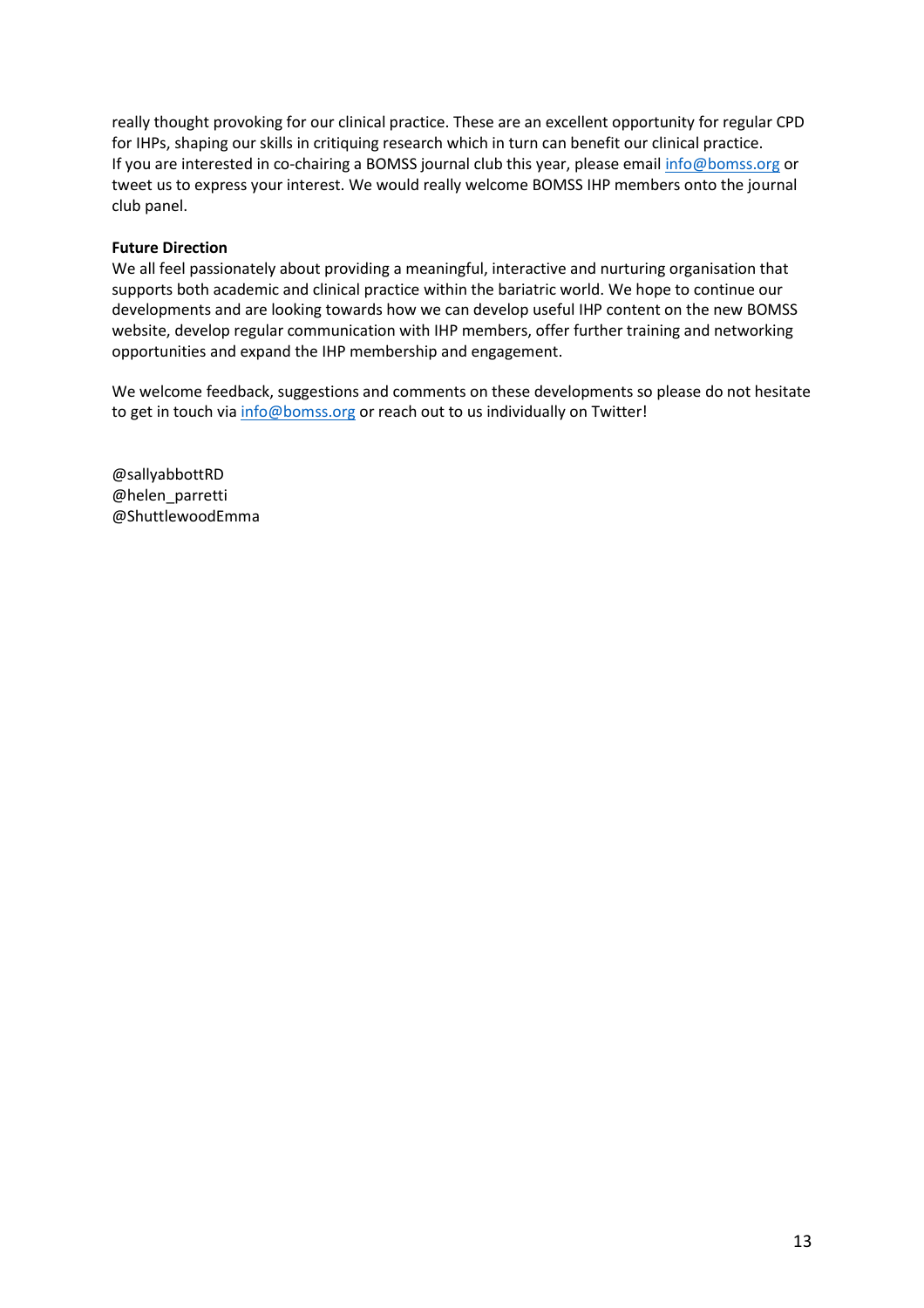really thought provoking for our clinical practice. These are an excellent opportunity for regular CPD for IHPs, shaping our skills in critiquing research which in turn can benefit our clinical practice. If you are interested in co-chairing a BOMSS journal club this year, please email info@bomss.org or tweet us to express your interest. We would really welcome BOMSS IHP members onto the journal club panel.

**Future Direction**

We all feel passionately about providing a meaningful, interactive and nurturing organisation that supports both academic and clinical practice within the bariatric world. We hope to continue our developments and are looking towards how we can develop useful IHP content on the new BOMSS website, develop regular communication with IHP members, offer further training and networking opportunities and expand the IHP membership and engagement.

We welcome feedback, suggestions and comments on these developments so please do not hesitate to get in touch via info@bomss.org or reach out to us individually on Twitter!

@sallyabbottRD
@helen_parretti
@ShuttlewoodEmma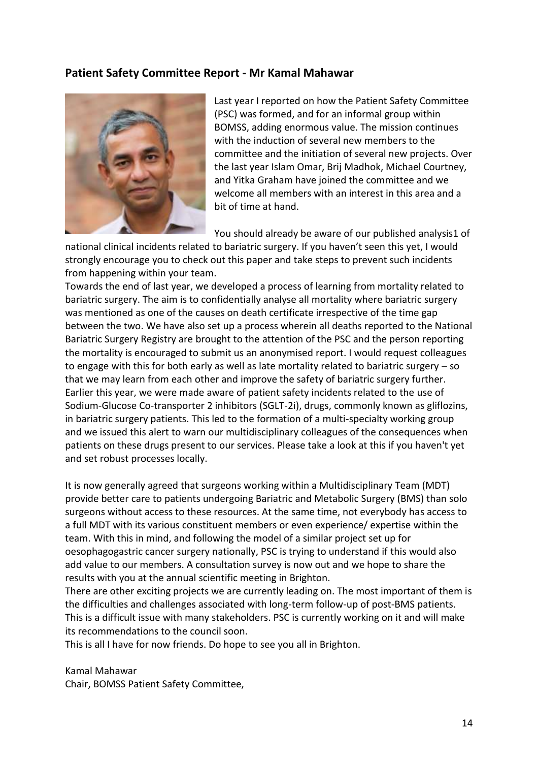## Patient Safety Committee Report - Mr Kamal Mahawar

Last year I reported on how the Patient Safety Committee (PSC) was formed, and for an informal group within BOMSS, adding enormous value. The mission continues with the induction of several new members to the committee and the initiation of several new projects. Over the last year Islam Omar, Brij Madhok, Michael Courtney, and Yitka Graham have joined the committee and we welcome all members with an interest in this area and a bit of time at hand.

You should already be aware of our published analysis1 of national clinical incidents related to bariatric surgery. If you haven't seen this yet, I would strongly encourage you to check out this paper and take steps to prevent such incidents from happening within your team.

Towards the end of last year, we developed a process of learning from mortality related to bariatric surgery. The aim is to confidentially analyse all mortality where bariatric surgery was mentioned as one of the causes on death certificate irrespective of the time gap between the two. We have also set up a process wherein all deaths reported to the National Bariatric Surgery Registry are brought to the attention of the PSC and the person reporting the mortality is encouraged to submit us an anonymised report. I would request colleagues to engage with this for both early as well as late mortality related to bariatric surgery – so that we may learn from each other and improve the safety of bariatric surgery further.

Earlier this year, we were made aware of patient safety incidents related to the use of Sodium-Glucose Co-transporter 2 inhibitors (SGLT-2i), drugs, commonly known as gliflozins, in bariatric surgery patients. This led to the formation of a multi-specialty working group and we issued this alert to warn our multidisciplinary colleagues of the consequences when patients on these drugs present to our services. Please take a look at this if you haven't yet and set robust processes locally.

It is now generally agreed that surgeons working within a Multidisciplinary Team (MDT) provide better care to patients undergoing Bariatric and Metabolic Surgery (BMS) than solo surgeons without access to these resources. At the same time, not everybody has access to a full MDT with its various constituent members or even experience/ expertise within the team. With this in mind, and following the model of a similar project set up for oesophagogastric cancer surgery nationally, PSC is trying to understand if this would also add value to our members. A consultation survey is now out and we hope to share the results with you at the annual scientific meeting in Brighton.

There are other exciting projects we are currently leading on. The most important of them is the difficulties and challenges associated with long-term follow-up of post-BMS patients. This is a difficult issue with many stakeholders. PSC is currently working on it and will make its recommendations to the council soon.

This is all I have for now friends. Do hope to see you all in Brighton.

Kamal Mahawar
Chair, BOMSS Patient Safety Committee,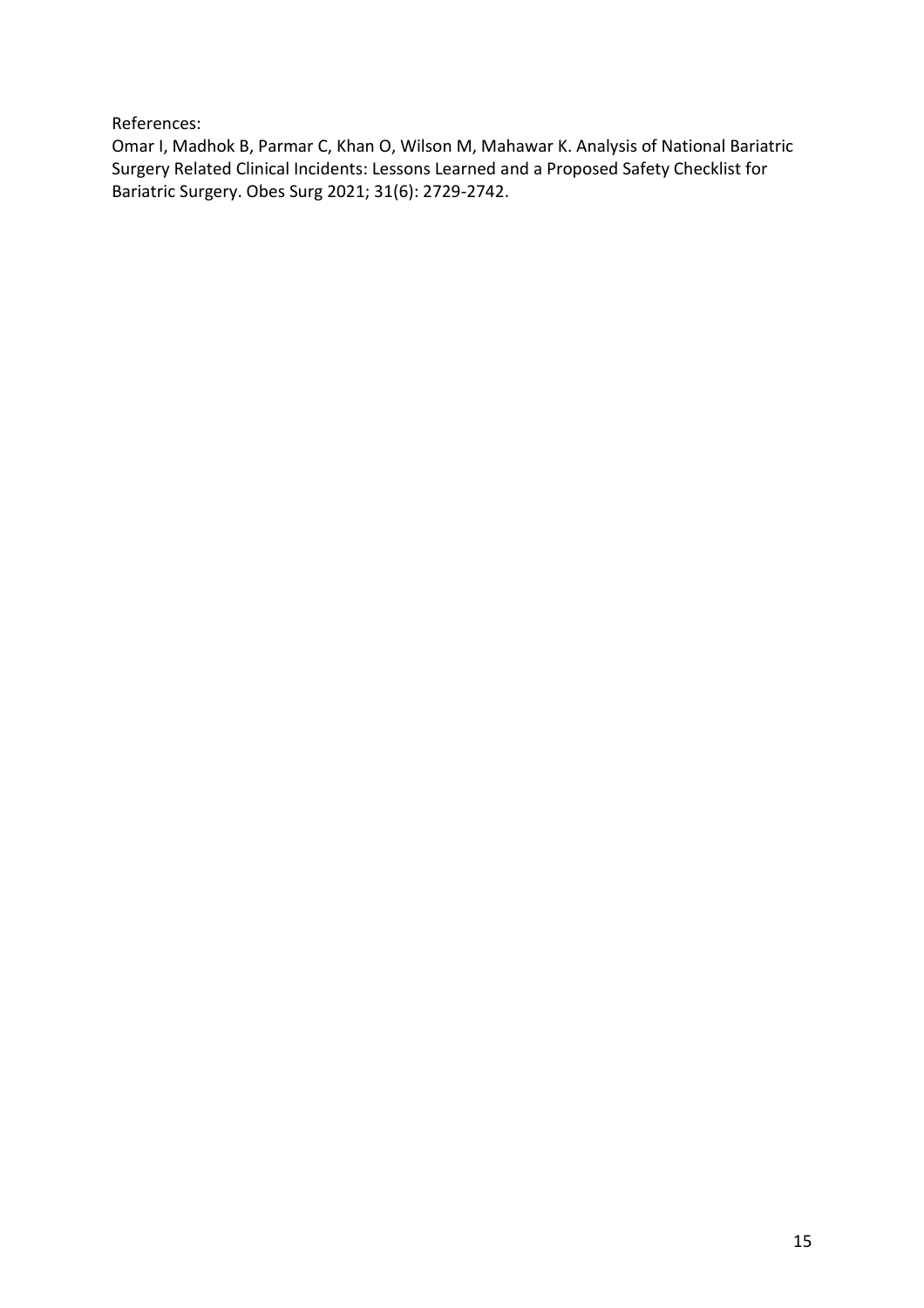References:

Omar I, Madhok B, Parmar C, Khan O, Wilson M, Mahawar K. Analysis of National Bariatric Surgery Related Clinical Incidents: Lessons Learned and a Proposed Safety Checklist for Bariatric Surgery. Obes Surg 2021; 31(6): 2729-2742.